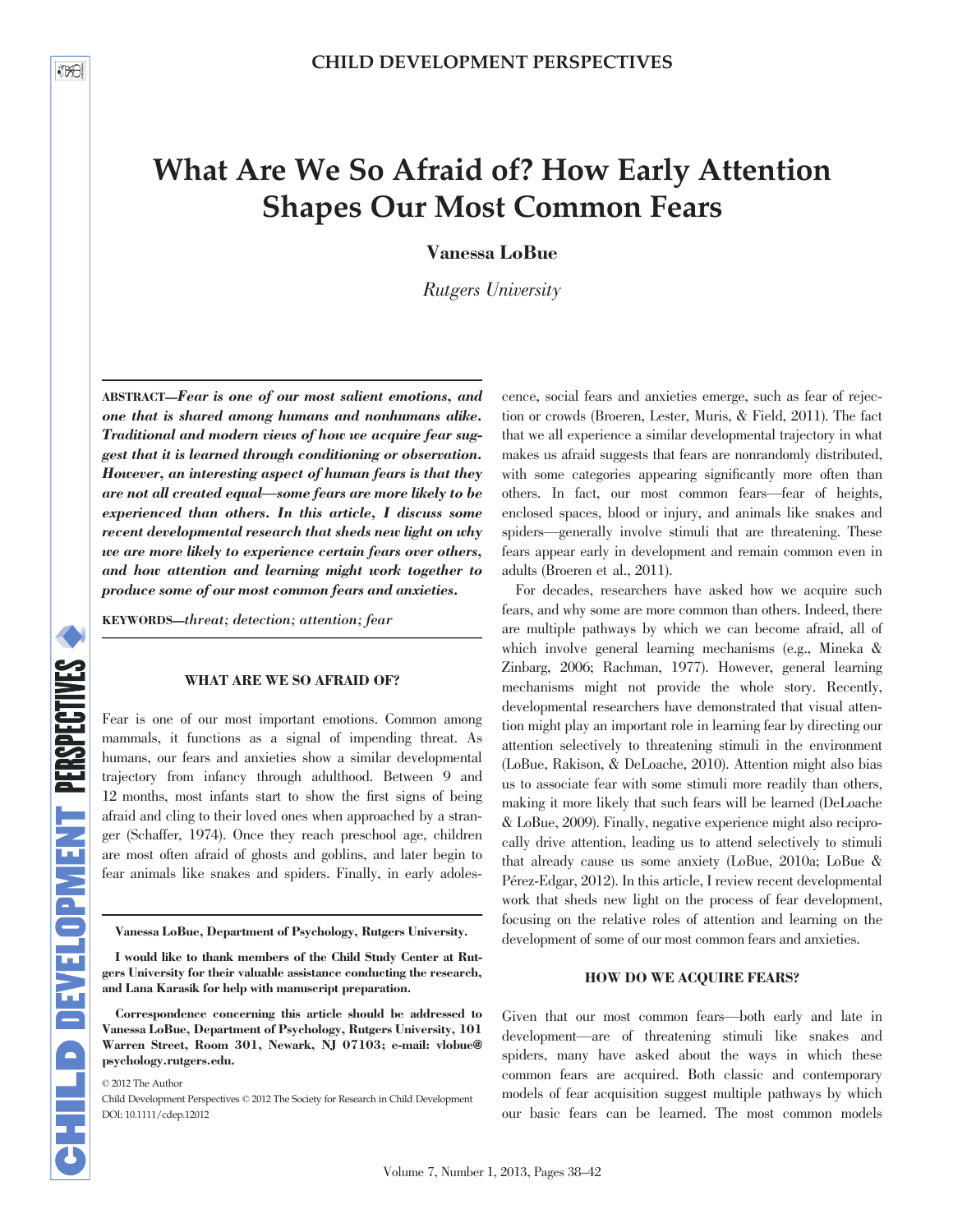# What Are We So Afraid of? How Early Attention Shapes Our Most Common Fears

**Vanessa LoBue**

*Rutgers University*

**ABSTRACT—*Fear is one of our most salient emotions, and one that is shared among humans and nonhumans alike. Traditional and modern views of how we acquire fear suggest that it is learned through conditioning or observation. However, an interesting aspect of human fears is that they are not all created equal—some fears are more likely to be experienced than others. In this article, I discuss some recent developmental research that sheds new light on why we are more likely to experience certain fears over others, and how attention and learning might work together to produce some of our most common fears and anxieties.***

**KEYWORDS—*threat; detection; attention; fear***

## WHAT ARE WE SO AFRAID OF?

Fear is one of our most important emotions. Common among mammals, it functions as a signal of impending threat. As humans, our fears and anxieties show a similar developmental trajectory from infancy through adulthood. Between 9 and 12 months, most infants start to show the first signs of being afraid and cling to their loved ones when approached by a stranger (Schaffer, 1974). Once they reach preschool age, children are most often afraid of ghosts and goblins, and later begin to fear animals like snakes and spiders. Finally, in early adolescence, social fears and anxieties emerge, such as fear of rejection or crowds (Broeren, Lester, Muris, & Field, 2011). The fact that we all experience a similar developmental trajectory in what makes us afraid suggests that fears are nonrandomly distributed, with some categories appearing significantly more often than others. In fact, our most common fears—fear of heights, enclosed spaces, blood or injury, and animals like snakes and spiders—generally involve stimuli that are threatening. These fears appear early in development and remain common even in adults (Broeren et al., 2011).

For decades, researchers have asked how we acquire such fears, and why some are more common than others. Indeed, there are multiple pathways by which we can become afraid, all of which involve general learning mechanisms (e.g., Mineka & Zinbarg, 2006; Rachman, 1977). However, general learning mechanisms might not provide the whole story. Recently, developmental researchers have demonstrated that visual attention might play an important role in learning fear by directing our attention selectively to threatening stimuli in the environment (LoBue, Rakison, & DeLoache, 2010). Attention might also bias us to associate fear with some stimuli more readily than others, making it more likely that such fears will be learned (DeLoache & LoBue, 2009). Finally, negative experience might also reciprocally drive attention, leading us to attend selectively to stimuli that already cause us some anxiety (LoBue, 2010a; LoBue & Pérez-Edgar, 2012). In this article, I review recent developmental work that sheds new light on the process of fear development, focusing on the relative roles of attention and learning on the development of some of our most common fears and anxieties.

## HOW DO WE ACQUIRE FEARS?

Given that our most common fears—both early and late in development—are of threatening stimuli like snakes and spiders, many have asked about the ways in which these common fears are acquired. Both classic and contemporary models of fear acquisition suggest multiple pathways by which our basic fears can be learned. The most common models

**Vanessa LoBue, Department of Psychology, Rutgers University.**

**I would like to thank members of the Child Study Center at Rutgers University for their valuable assistance conducting the research, and Lana Karasik for help with manuscript preparation.**

**Correspondence concerning this article should be addressed to Vanessa LoBue, Department of Psychology, Rutgers University, 101 Warren Street, Room 301, Newark, NJ 07103; e-mail: vlobue@psychology.rutgers.edu.**

© 2012 The Author

Child Development Perspectives © 2012 The Society for Research in Child Development

DOI: 10.1111/cdep.12012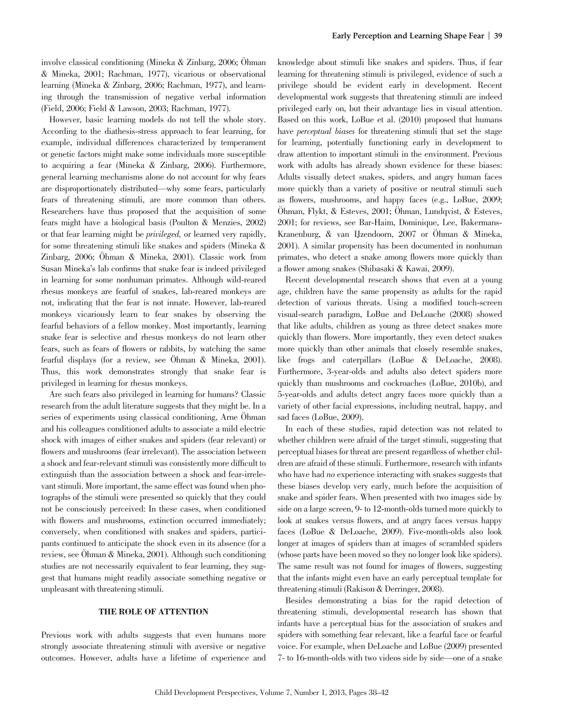involve classical conditioning (Mineka & Zinbarg, 2006; Öhman & Mineka, 2001; Rachman, 1977), vicarious or observational learning (Mineka & Zinbarg, 2006; Rachman, 1977), and learning through the transmission of negative verbal information (Field, 2006; Field & Lawson, 2003; Rachman, 1977).

However, basic learning models do not tell the whole story. According to the diathesis-stress approach to fear learning, for example, individual differences characterized by temperament or genetic factors might make some individuals more susceptible to acquiring a fear (Mineka & Zinbarg, 2006). Furthermore, general learning mechanisms alone do not account for why fears are disproportionately distributed—why some fears, particularly fears of threatening stimuli, are more common than others. Researchers have thus proposed that the acquisition of some fears might have a biological basis (Poulton & Menzies, 2002) or that fear learning might be *privileged*, or learned very rapidly, for some threatening stimuli like snakes and spiders (Mineka & Zinbarg, 2006; Öhman & Mineka, 2001). Classic work from Susan Mineka's lab confirms that snake fear is indeed privileged in learning for some nonhuman primates. Although wild-reared rhesus monkeys are fearful of snakes, lab-reared monkeys are not, indicating that the fear is not innate. However, lab-reared monkeys vicariously learn to fear snakes by observing the fearful behaviors of a fellow monkey. Most importantly, learning snake fear is selective and rhesus monkeys do not learn other fears, such as fears of flowers or rabbits, by watching the same fearful displays (for a review, see Öhman & Mineka, 2001). Thus, this work demonstrates strongly that snake fear is privileged in learning for rhesus monkeys.

Are such fears also privileged in learning for humans? Classic research from the adult literature suggests that they might be. In a series of experiments using classical conditioning, Arne Öhman and his colleagues conditioned adults to associate a mild electric shock with images of either snakes and spiders (fear relevant) or flowers and mushrooms (fear irrelevant). The association between a shock and fear-relevant stimuli was consistently more difficult to extinguish than the association between a shock and fear-irrelevant stimuli. More important, the same effect was found when photographs of the stimuli were presented so quickly that they could not be consciously perceived: In these cases, when conditioned with flowers and mushrooms, extinction occurred immediately; conversely, when conditioned with snakes and spiders, participants continued to anticipate the shock even in its absence (for a review, see Öhman & Mineka, 2001). Although such conditioning studies are not necessarily equivalent to fear learning, they suggest that humans might readily associate something negative or unpleasant with threatening stimuli.

## THE ROLE OF ATTENTION

Previous work with adults suggests that even humans more strongly associate threatening stimuli with aversive or negative outcomes. However, adults have a lifetime of experience and knowledge about stimuli like snakes and spiders. Thus, if fear learning for threatening stimuli is privileged, evidence of such a privilege should be evident early in development. Recent developmental work suggests that threatening stimuli are indeed privileged early on, but their advantage lies in visual attention. Based on this work, LoBue et al. (2010) proposed that humans have *perceptual biases* for threatening stimuli that set the stage for learning, potentially functioning early in development to draw attention to important stimuli in the environment. Previous work with adults has already shown evidence for these biases: Adults visually detect snakes, spiders, and angry human faces more quickly than a variety of positive or neutral stimuli such as flowers, mushrooms, and happy faces (e.g., LoBue, 2009; Öhman, Flykt, & Esteves, 2001; Öhman, Lundqvist, & Esteves, 2001; for reviews, see Bar-Haim, Dominique, Lee, Bakermans-Kranenburg, & van IJzendoorn, 2007 or Öhman & Mineka, 2001). A similar propensity has been documented in nonhuman primates, who detect a snake among flowers more quickly than a flower among snakes (Shibasaki & Kawai, 2009).

Recent developmental research shows that even at a young age, children have the same propensity as adults for the rapid detection of various threats. Using a modified touch-screen visual-search paradigm, LoBue and DeLoache (2008) showed that like adults, children as young as three detect snakes more quickly than flowers. More importantly, they even detect snakes more quickly than other animals that closely resemble snakes, like frogs and caterpillars (LoBue & DeLoache, 2008). Furthermore, 3-year-olds and adults also detect spiders more quickly than mushrooms and cockroaches (LoBue, 2010b), and 5-year-olds and adults detect angry faces more quickly than a variety of other facial expressions, including neutral, happy, and sad faces (LoBue, 2009).

In each of these studies, rapid detection was not related to whether children were afraid of the target stimuli, suggesting that perceptual biases for threat are present regardless of whether children are afraid of these stimuli. Furthermore, research with infants who have had *no* experience interacting with snakes suggests that these biases develop very early, much before the acquisition of snake and spider fears. When presented with two images side by side on a large screen, 9- to 12-month-olds turned more quickly to look at snakes versus flowers, and at angry faces versus happy faces (LoBue & DeLoache, 2009). Five-month-olds also look longer at images of spiders than at images of scrambled spiders (whose parts have been moved so they no longer look like spiders). The same result was not found for images of flowers, suggesting that the infants might even have an early perceptual template for threatening stimuli (Rakison & Derringer, 2008).

Besides demonstrating a bias for the rapid detection of threatening stimuli, developmental research has shown that infants have a perceptual bias for the association of snakes and spiders with something fear relevant, like a fearful face or fearful voice. For example, when DeLoache and LoBue (2009) presented 7- to 16-month-olds with two videos side by side—one of a snake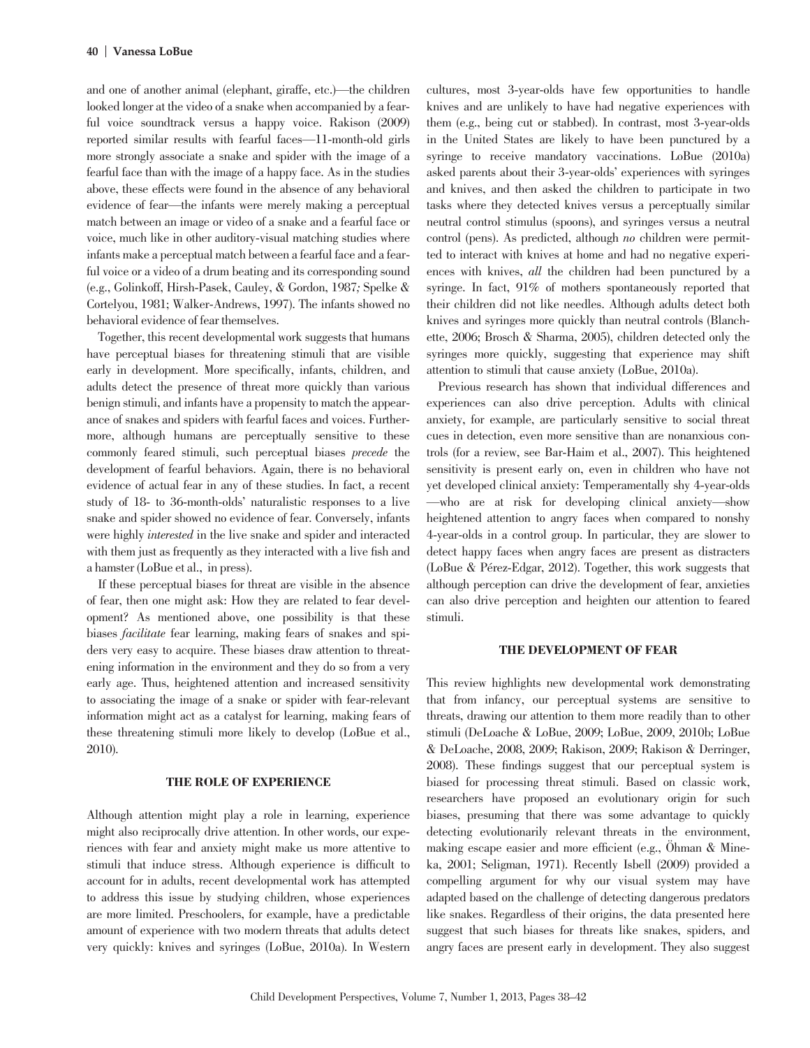and one of another animal (elephant, giraffe, etc.)—the children looked longer at the video of a snake when accompanied by a fearful voice soundtrack versus a happy voice. Rakison (2009) reported similar results with fearful faces—11-month-old girls more strongly associate a snake and spider with the image of a fearful face than with the image of a happy face. As in the studies above, these effects were found in the absence of any behavioral evidence of fear—the infants were merely making a perceptual match between an image or video of a snake and a fearful face or voice, much like in other auditory-visual matching studies where infants make a perceptual match between a fearful face and a fearful voice or a video of a drum beating and its corresponding sound (e.g., Golinkoff, Hirsh-Pasek, Cauley, & Gordon, 1987; Spelke & Cortelyou, 1981; Walker-Andrews, 1997). The infants showed no behavioral evidence of fear themselves.

Together, this recent developmental work suggests that humans have perceptual biases for threatening stimuli that are visible early in development. More specifically, infants, children, and adults detect the presence of threat more quickly than various benign stimuli, and infants have a propensity to match the appearance of snakes and spiders with fearful faces and voices. Furthermore, although humans are perceptually sensitive to these commonly feared stimuli, such perceptual biases *precede* the development of fearful behaviors. Again, there is no behavioral evidence of actual fear in any of these studies. In fact, a recent study of 18- to 36-month-olds' naturalistic responses to a live snake and spider showed no evidence of fear. Conversely, infants were highly *interested* in the live snake and spider and interacted with them just as frequently as they interacted with a live fish and a hamster (LoBue et al., in press).

If these perceptual biases for threat are visible in the absence of fear, then one might ask: How they are related to fear development? As mentioned above, one possibility is that these biases *facilitate* fear learning, making fears of snakes and spiders very easy to acquire. These biases draw attention to threatening information in the environment and they do so from a very early age. Thus, heightened attention and increased sensitivity to associating the image of a snake or spider with fear-relevant information might act as a catalyst for learning, making fears of these threatening stimuli more likely to develop (LoBue et al., 2010).

## THE ROLE OF EXPERIENCE

Although attention might play a role in learning, experience might also reciprocally drive attention. In other words, our experiences with fear and anxiety might make us more attentive to stimuli that induce stress. Although experience is difficult to account for in adults, recent developmental work has attempted to address this issue by studying children, whose experiences are more limited. Preschoolers, for example, have a predictable amount of experience with two modern threats that adults detect very quickly: knives and syringes (LoBue, 2010a). In Western cultures, most 3-year-olds have few opportunities to handle knives and are unlikely to have had negative experiences with them (e.g., being cut or stabbed). In contrast, most 3-year-olds in the United States are likely to have been punctured by a syringe to receive mandatory vaccinations. LoBue (2010a) asked parents about their 3-year-olds' experiences with syringes and knives, and then asked the children to participate in two tasks where they detected knives versus a perceptually similar neutral control stimulus (spoons), and syringes versus a neutral control (pens). As predicted, although *no* children were permitted to interact with knives at home and had no negative experiences with knives, *all* the children had been punctured by a syringe. In fact, 91% of mothers spontaneously reported that their children did not like needles. Although adults detect both knives and syringes more quickly than neutral controls (Blanchette, 2006; Brosch & Sharma, 2005), children detected only the syringes more quickly, suggesting that experience may shift attention to stimuli that cause anxiety (LoBue, 2010a).

Previous research has shown that individual differences and experiences can also drive perception. Adults with clinical anxiety, for example, are particularly sensitive to social threat cues in detection, even more sensitive than are nonanxious controls (for a review, see Bar-Haim et al., 2007). This heightened sensitivity is present early on, even in children who have not yet developed clinical anxiety: Temperamentally shy 4-year-olds—who are at risk for developing clinical anxiety—show heightened attention to angry faces when compared to nonshy 4-year-olds in a control group. In particular, they are slower to detect happy faces when angry faces are present as distracters (LoBue & Pérez-Edgar, 2012). Together, this work suggests that although perception can drive the development of fear, anxieties can also drive perception and heighten our attention to feared stimuli.

## THE DEVELOPMENT OF FEAR

This review highlights new developmental work demonstrating that from infancy, our perceptual systems are sensitive to threats, drawing our attention to them more readily than to other stimuli (DeLoache & LoBue, 2009; LoBue, 2009, 2010b; LoBue & DeLoache, 2008, 2009; Rakison, 2009; Rakison & Derringer, 2008). These findings suggest that our perceptual system is biased for processing threat stimuli. Based on classic work, researchers have proposed an evolutionary origin for such biases, presuming that there was some advantage to quickly detecting evolutionarily relevant threats in the environment, making escape easier and more efficient (e.g., Öhman & Mineka, 2001; Seligman, 1971). Recently Isbell (2009) provided a compelling argument for why our visual system may have adapted based on the challenge of detecting dangerous predators like snakes. Regardless of their origins, the data presented here suggest that such biases for threats like snakes, spiders, and angry faces are present early in development. They also suggest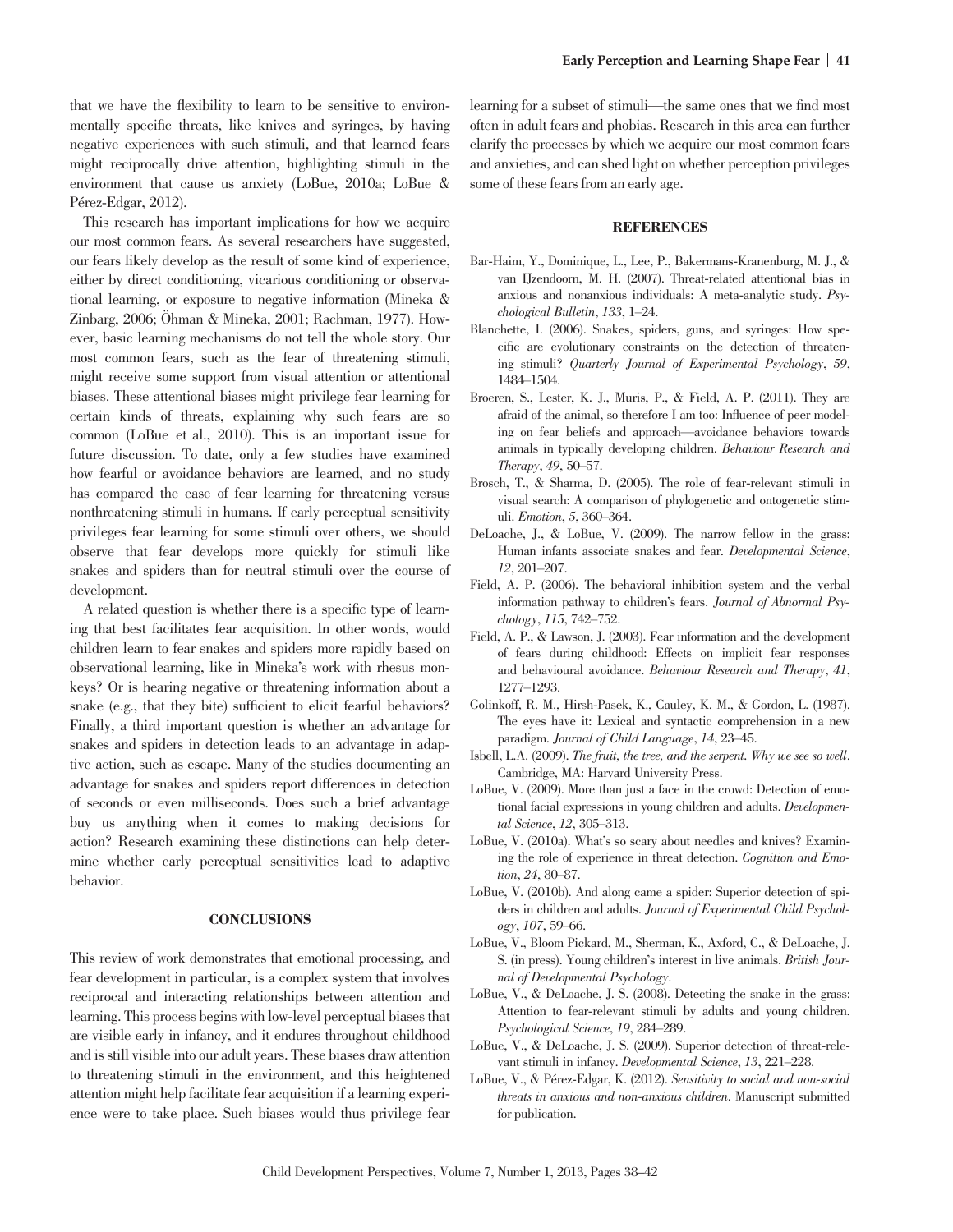that we have the flexibility to learn to be sensitive to environmentally specific threats, like knives and syringes, by having negative experiences with such stimuli, and that learned fears might reciprocally drive attention, highlighting stimuli in the environment that cause us anxiety (LoBue, 2010a; LoBue & Pérez-Edgar, 2012).

This research has important implications for how we acquire our most common fears. As several researchers have suggested, our fears likely develop as the result of some kind of experience, either by direct conditioning, vicarious conditioning or observational learning, or exposure to negative information (Mineka & Zinbarg, 2006; Öhman & Mineka, 2001; Rachman, 1977). However, basic learning mechanisms do not tell the whole story. Our most common fears, such as the fear of threatening stimuli, might receive some support from visual attention or attentional biases. These attentional biases might privilege fear learning for certain kinds of threats, explaining why such fears are so common (LoBue et al., 2010). This is an important issue for future discussion. To date, only a few studies have examined how fearful or avoidance behaviors are learned, and no study has compared the ease of fear learning for threatening versus nonthreatening stimuli in humans. If early perceptual sensitivity privileges fear learning for some stimuli over others, we should observe that fear develops more quickly for stimuli like snakes and spiders than for neutral stimuli over the course of development.

A related question is whether there is a specific type of learning that best facilitates fear acquisition. In other words, would children learn to fear snakes and spiders more rapidly based on observational learning, like in Mineka's work with rhesus monkeys? Or is hearing negative or threatening information about a snake (e.g., that they bite) sufficient to elicit fearful behaviors? Finally, a third important question is whether an advantage for snakes and spiders in detection leads to an advantage in adaptive action, such as escape. Many of the studies documenting an advantage for snakes and spiders report differences in detection of seconds or even milliseconds. Does such a brief advantage buy us anything when it comes to making decisions for action? Research examining these distinctions can help determine whether early perceptual sensitivities lead to adaptive behavior.

## CONCLUSIONS

This review of work demonstrates that emotional processing, and fear development in particular, is a complex system that involves reciprocal and interacting relationships between attention and learning. This process begins with low-level perceptual biases that are visible early in infancy, and it endures throughout childhood and is still visible into our adult years. These biases draw attention to threatening stimuli in the environment, and this heightened attention might help facilitate fear acquisition if a learning experience were to take place. Such biases would thus privilege fear learning for a subset of stimuli—the same ones that we find most often in adult fears and phobias. Research in this area can further clarify the processes by which we acquire our most common fears and anxieties, and can shed light on whether perception privileges some of these fears from an early age.

## REFERENCES

Bar-Haim, Y., Dominique, L., Lee, P., Bakermans-Kranenburg, M. J., & van IJzendoorn, M. H. (2007). Threat-related attentional bias in anxious and nonanxious individuals: A meta-analytic study. *Psychological Bulletin*, *133*, 1–24.

Blanchette, I. (2006). Snakes, spiders, guns, and syringes: How specific are evolutionary constraints on the detection of threatening stimuli? *Quarterly Journal of Experimental Psychology*, *59*, 1484–1504.

Broeren, S., Lester, K. J., Muris, P., & Field, A. P. (2011). They are afraid of the animal, so therefore I am too: Influence of peer modeling on fear beliefs and approach—avoidance behaviors towards animals in typically developing children. *Behaviour Research and Therapy*, *49*, 50–57.

Brosch, T., & Sharma, D. (2005). The role of fear-relevant stimuli in visual search: A comparison of phylogenetic and ontogenetic stimuli. *Emotion*, *5*, 360–364.

DeLoache, J., & LoBue, V. (2009). The narrow fellow in the grass: Human infants associate snakes and fear. *Developmental Science*, *12*, 201–207.

Field, A. P. (2006). The behavioral inhibition system and the verbal information pathway to children's fears. *Journal of Abnormal Psychology*, *115*, 742–752.

Field, A. P., & Lawson, J. (2003). Fear information and the development of fears during childhood: Effects on implicit fear responses and behavioural avoidance. *Behaviour Research and Therapy*, *41*, 1277–1293.

Golinkoff, R. M., Hirsh-Pasek, K., Cauley, K. M., & Gordon, L. (1987). The eyes have it: Lexical and syntactic comprehension in a new paradigm. *Journal of Child Language*, *14*, 23–45.

Isbell, L.A. (2009). *The fruit, the tree, and the serpent. Why we see so well*. Cambridge, MA: Harvard University Press.

LoBue, V. (2009). More than just a face in the crowd: Detection of emotional facial expressions in young children and adults. *Developmental Science*, *12*, 305–313.

LoBue, V. (2010a). What's so scary about needles and knives? Examining the role of experience in threat detection. *Cognition and Emotion*, *24*, 80–87.

LoBue, V. (2010b). And along came a spider: Superior detection of spiders in children and adults. *Journal of Experimental Child Psychology*, *107*, 59–66.

LoBue, V., Bloom Pickard, M., Sherman, K., Axford, C., & DeLoache, J. S. (in press). Young children's interest in live animals. *British Journal of Developmental Psychology*.

LoBue, V., & DeLoache, J. S. (2008). Detecting the snake in the grass: Attention to fear-relevant stimuli by adults and young children. *Psychological Science*, *19*, 284–289.

LoBue, V., & DeLoache, J. S. (2009). Superior detection of threat-relevant stimuli in infancy. *Developmental Science*, *13*, 221–228.

LoBue, V., & Pérez-Edgar, K. (2012). *Sensitivity to social and non-social threats in anxious and non-anxious children*. Manuscript submitted for publication.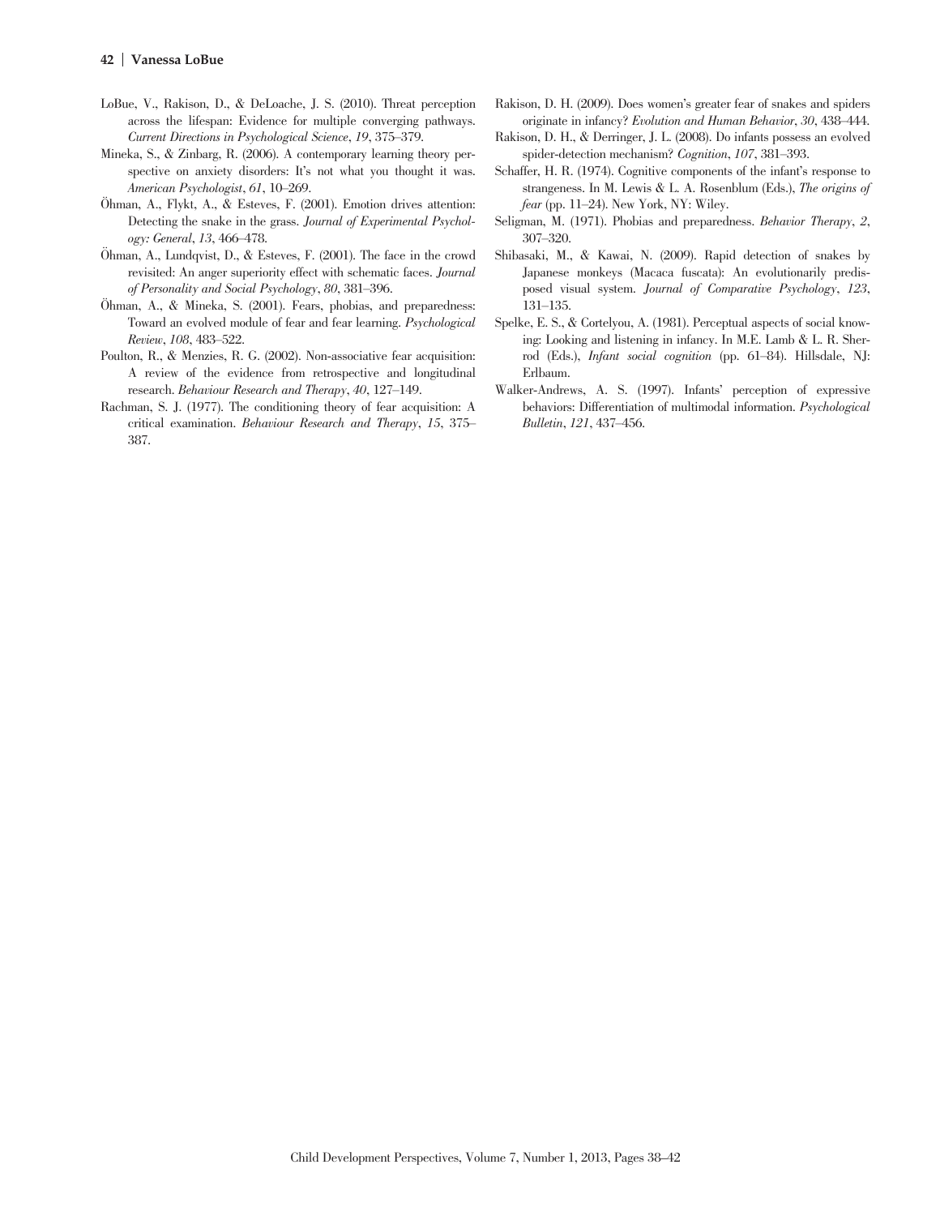LoBue, V., Rakison, D., & DeLoache, J. S. (2010). Threat perception across the lifespan: Evidence for multiple converging pathways. *Current Directions in Psychological Science*, *19*, 375–379.

Mineka, S., & Zinbarg, R. (2006). A contemporary learning theory perspective on anxiety disorders: It's not what you thought it was. *American Psychologist*, *61*, 10–269.

Öhman, A., Flykt, A., & Esteves, F. (2001). Emotion drives attention: Detecting the snake in the grass. *Journal of Experimental Psychology: General*, *13*, 466–478.

Öhman, A., Lundqvist, D., & Esteves, F. (2001). The face in the crowd revisited: An anger superiority effect with schematic faces. *Journal of Personality and Social Psychology*, *80*, 381–396.

Öhman, A., & Mineka, S. (2001). Fears, phobias, and preparedness: Toward an evolved module of fear and fear learning. *Psychological Review*, *108*, 483–522.

Poulton, R., & Menzies, R. G. (2002). Non-associative fear acquisition: A review of the evidence from retrospective and longitudinal research. *Behaviour Research and Therapy*, *40*, 127–149.

Rachman, S. J. (1977). The conditioning theory of fear acquisition: A critical examination. *Behaviour Research and Therapy*, *15*, 375–387.

Rakison, D. H. (2009). Does women's greater fear of snakes and spiders originate in infancy? *Evolution and Human Behavior*, *30*, 438–444.

Rakison, D. H., & Derringer, J. L. (2008). Do infants possess an evolved spider-detection mechanism? *Cognition*, *107*, 381–393.

Schaffer, H. R. (1974). Cognitive components of the infant's response to strangeness. In M. Lewis & L. A. Rosenblum (Eds.), *The origins of fear* (pp. 11–24). New York, NY: Wiley.

Seligman, M. (1971). Phobias and preparedness. *Behavior Therapy*, *2*, 307–320.

Shibasaki, M., & Kawai, N. (2009). Rapid detection of snakes by Japanese monkeys (Macaca fuscata): An evolutionarily predisposed visual system. *Journal of Comparative Psychology*, *123*, 131–135.

Spelke, E. S., & Cortelyou, A. (1981). Perceptual aspects of social knowing: Looking and listening in infancy. In M.E. Lamb & L. R. Sherrod (Eds.), *Infant social cognition* (pp. 61–84). Hillsdale, NJ: Erlbaum.

Walker-Andrews, A. S. (1997). Infants' perception of expressive behaviors: Differentiation of multimodal information. *Psychological Bulletin*, *121*, 437–456.